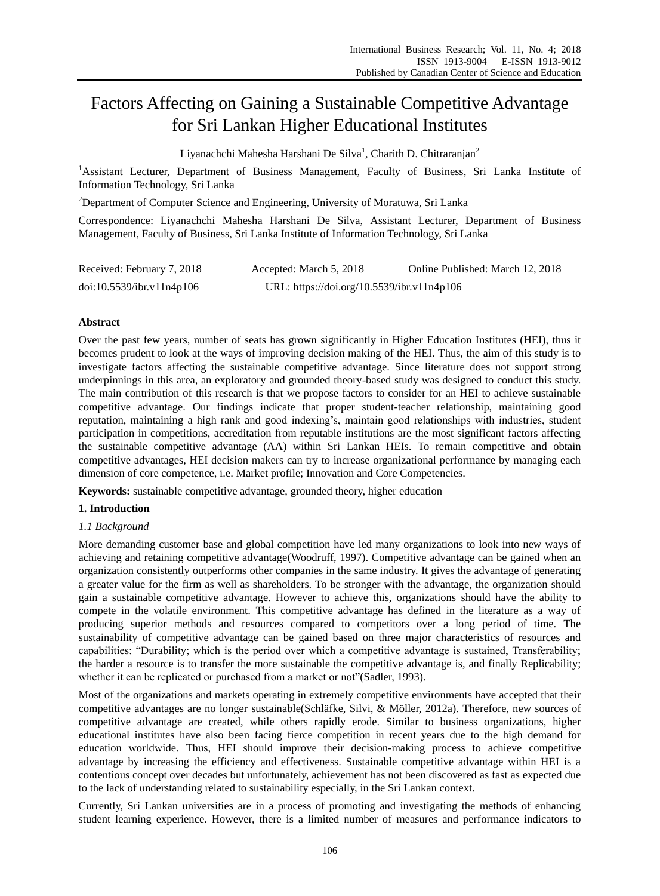# Factors Affecting on Gaining a Sustainable Competitive Advantage for Sri Lankan Higher Educational Institutes

Liyanachchi Mahesha Harshani De Silva[1], Charith D. Chitraranjan[2]

[1]Assistant Lecturer, Department of Business Management, Faculty of Business, Sri Lanka Institute of Information Technology, Sri Lanka

[2]Department of Computer Science and Engineering, University of Moratuwa, Sri Lanka

Correspondence: Liyanachchi Mahesha Harshani De Silva, Assistant Lecturer, Department of Business Management, Faculty of Business, Sri Lanka Institute of Information Technology, Sri Lanka

Received: February 7, 2018 Accepted: March 5, 2018 Online Published: March 12, 2018

doi:10.5539/ibr.v11n4p106 URL: https://doi.org/10.5539/ibr.v11n4p106

## Abstract

Over the past few years, number of seats has grown significantly in Higher Education Institutes (HEI), thus it becomes prudent to look at the ways of improving decision making of the HEI. Thus, the aim of this study is to investigate factors affecting the sustainable competitive advantage. Since literature does not support strong underpinnings in this area, an exploratory and grounded theory-based study was designed to conduct this study. The main contribution of this research is that we propose factors to consider for an HEI to achieve sustainable competitive advantage. Our findings indicate that proper student-teacher relationship, maintaining good reputation, maintaining a high rank and good indexing's, maintain good relationships with industries, student participation in competitions, accreditation from reputable institutions are the most significant factors affecting the sustainable competitive advantage (AA) within Sri Lankan HEIs. To remain competitive and obtain competitive advantages, HEI decision makers can try to increase organizational performance by managing each dimension of core competence, i.e. Market profile; Innovation and Core Competencies.

**Keywords:** sustainable competitive advantage, grounded theory, higher education

## 1. Introduction

### *1.1 Background*

More demanding customer base and global competition have led many organizations to look into new ways of achieving and retaining competitive advantage(Woodruff, 1997). Competitive advantage can be gained when an organization consistently outperforms other companies in the same industry. It gives the advantage of generating a greater value for the firm as well as shareholders. To be stronger with the advantage, the organization should gain a sustainable competitive advantage. However to achieve this, organizations should have the ability to compete in the volatile environment. This competitive advantage has defined in the literature as a way of producing superior methods and resources compared to competitors over a long period of time. The sustainability of competitive advantage can be gained based on three major characteristics of resources and capabilities: "Durability; which is the period over which a competitive advantage is sustained, Transferability; the harder a resource is to transfer the more sustainable the competitive advantage is, and finally Replicability; whether it can be replicated or purchased from a market or not"(Sadler, 1993).

Most of the organizations and markets operating in extremely competitive environments have accepted that their competitive advantages are no longer sustainable(Schläfke, Silvi, & Möller, 2012a). Therefore, new sources of competitive advantage are created, while others rapidly erode. Similar to business organizations, higher educational institutes have also been facing fierce competition in recent years due to the high demand for education worldwide. Thus, HEI should improve their decision-making process to achieve competitive advantage by increasing the efficiency and effectiveness. Sustainable competitive advantage within HEI is a contentious concept over decades but unfortunately, achievement has not been discovered as fast as expected due to the lack of understanding related to sustainability especially, in the Sri Lankan context.

Currently, Sri Lankan universities are in a process of promoting and investigating the methods of enhancing student learning experience. However, there is a limited number of measures and performance indicators to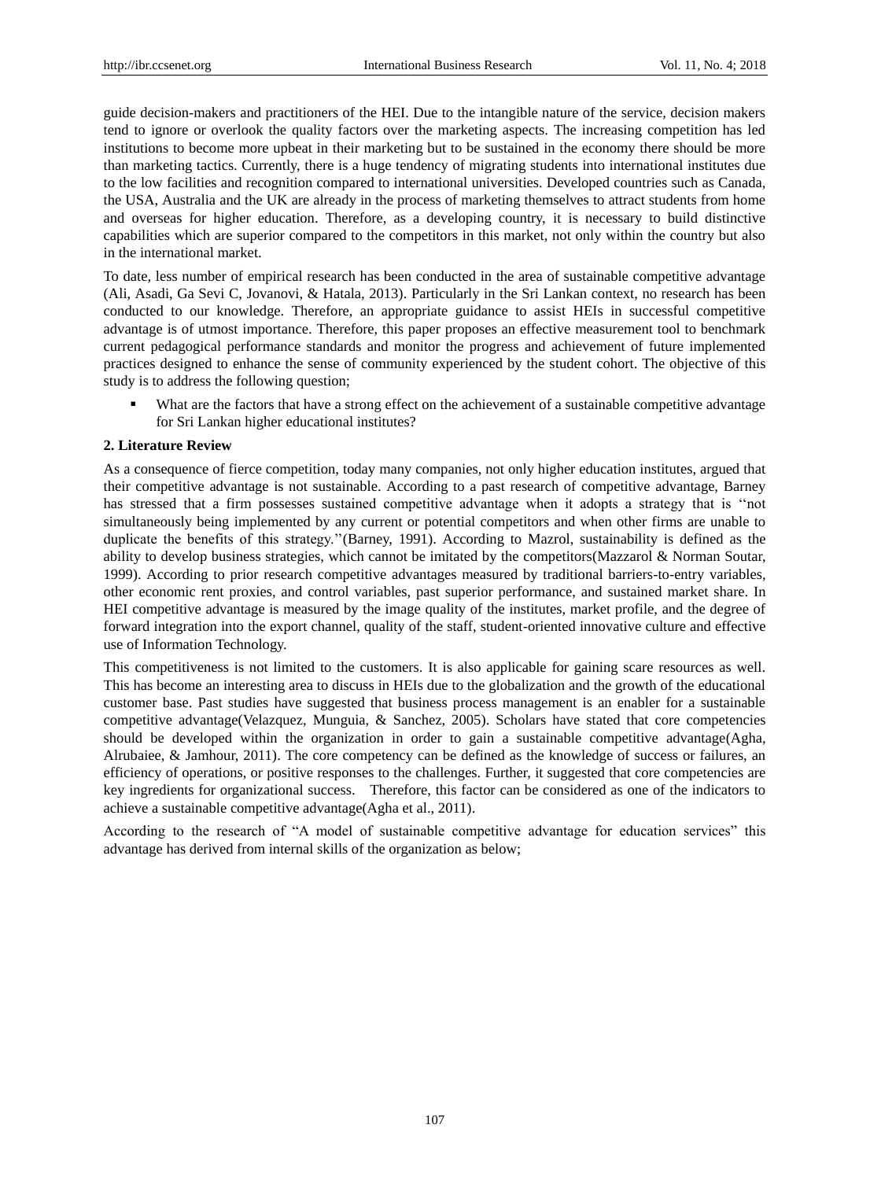guide decision-makers and practitioners of the HEI. Due to the intangible nature of the service, decision makers tend to ignore or overlook the quality factors over the marketing aspects. The increasing competition has led institutions to become more upbeat in their marketing but to be sustained in the economy there should be more than marketing tactics. Currently, there is a huge tendency of migrating students into international institutes due to the low facilities and recognition compared to international universities. Developed countries such as Canada, the USA, Australia and the UK are already in the process of marketing themselves to attract students from home and overseas for higher education. Therefore, as a developing country, it is necessary to build distinctive capabilities which are superior compared to the competitors in this market, not only within the country but also in the international market.

To date, less number of empirical research has been conducted in the area of sustainable competitive advantage (Ali, Asadi, Ga Sevi C, Jovanovi, & Hatala, 2013). Particularly in the Sri Lankan context, no research has been conducted to our knowledge. Therefore, an appropriate guidance to assist HEIs in successful competitive advantage is of utmost importance. Therefore, this paper proposes an effective measurement tool to benchmark current pedagogical performance standards and monitor the progress and achievement of future implemented practices designed to enhance the sense of community experienced by the student cohort. The objective of this study is to address the following question;

- What are the factors that have a strong effect on the achievement of a sustainable competitive advantage for Sri Lankan higher educational institutes?

## 2. Literature Review

As a consequence of fierce competition, today many companies, not only higher education institutes, argued that their competitive advantage is not sustainable. According to a past research of competitive advantage, Barney has stressed that a firm possesses sustained competitive advantage when it adopts a strategy that is "not simultaneously being implemented by any current or potential competitors and when other firms are unable to duplicate the benefits of this strategy."(Barney, 1991). According to Mazrol, sustainability is defined as the ability to develop business strategies, which cannot be imitated by the competitors(Mazzarol & Norman Soutar, 1999). According to prior research competitive advantages measured by traditional barriers-to-entry variables, other economic rent proxies, and control variables, past superior performance, and sustained market share. In HEI competitive advantage is measured by the image quality of the institutes, market profile, and the degree of forward integration into the export channel, quality of the staff, student-oriented innovative culture and effective use of Information Technology.

This competitiveness is not limited to the customers. It is also applicable for gaining scare resources as well. This has become an interesting area to discuss in HEIs due to the globalization and the growth of the educational customer base. Past studies have suggested that business process management is an enabler for a sustainable competitive advantage(Velazquez, Munguia, & Sanchez, 2005). Scholars have stated that core competencies should be developed within the organization in order to gain a sustainable competitive advantage(Agha, Alrubaiee, & Jamhour, 2011). The core competency can be defined as the knowledge of success or failures, an efficiency of operations, or positive responses to the challenges. Further, it suggested that core competencies are key ingredients for organizational success. Therefore, this factor can be considered as one of the indicators to achieve a sustainable competitive advantage(Agha et al., 2011).

According to the research of "A model of sustainable competitive advantage for education services" this advantage has derived from internal skills of the organization as below;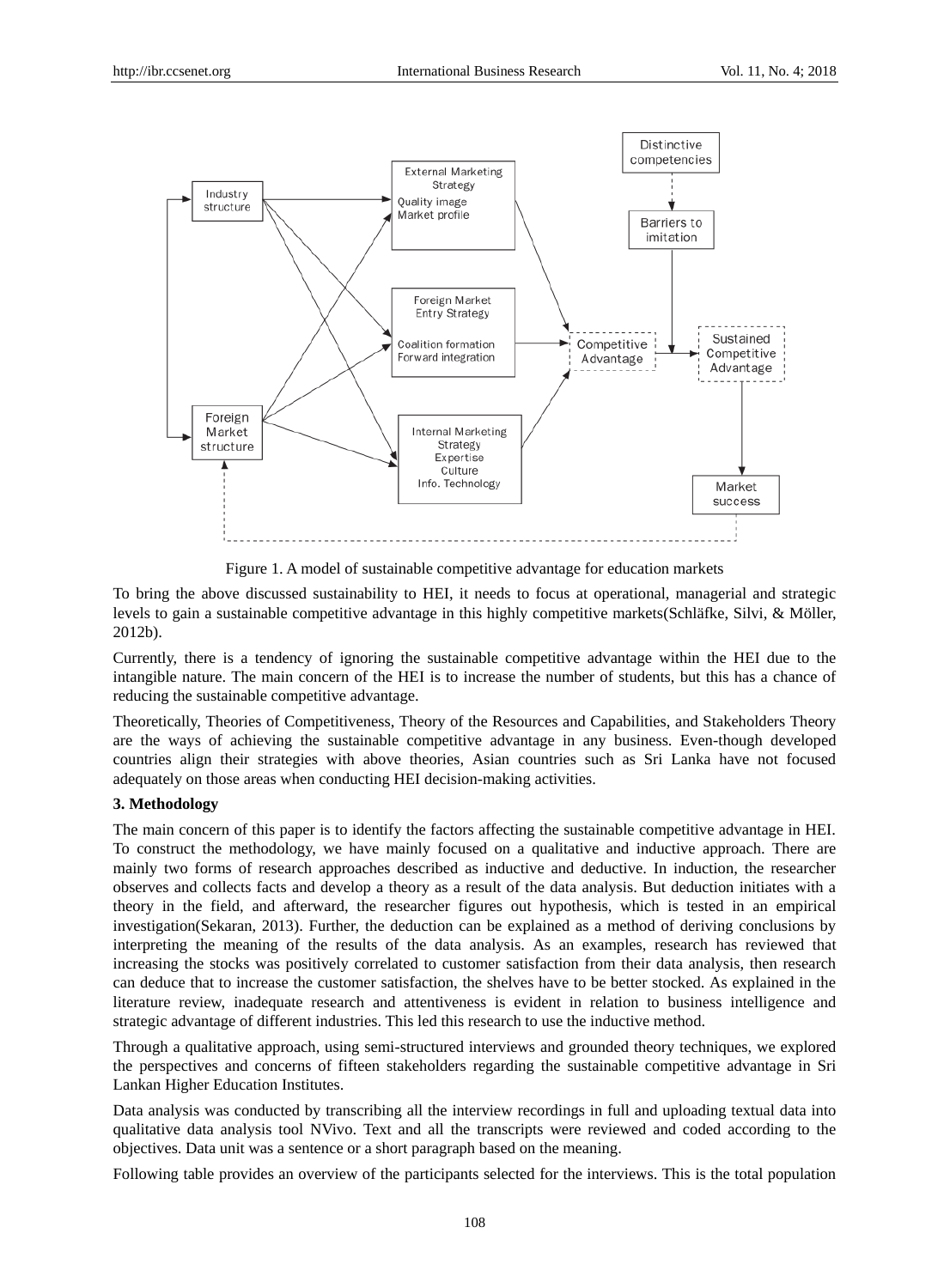Figure 1. A model of sustainable competitive advantage for education markets

To bring the above discussed sustainability to HEI, it needs to focus at operational, managerial and strategic levels to gain a sustainable competitive advantage in this highly competitive markets(Schläfke, Silvi, & Möller, 2012b).

Currently, there is a tendency of ignoring the sustainable competitive advantage within the HEI due to the intangible nature. The main concern of the HEI is to increase the number of students, but this has a chance of reducing the sustainable competitive advantage.

Theoretically, Theories of Competitiveness, Theory of the Resources and Capabilities, and Stakeholders Theory are the ways of achieving the sustainable competitive advantage in any business. Even-though developed countries align their strategies with above theories, Asian countries such as Sri Lanka have not focused adequately on those areas when conducting HEI decision-making activities.

**3. Methodology**

The main concern of this paper is to identify the factors affecting the sustainable competitive advantage in HEI. To construct the methodology, we have mainly focused on a qualitative and inductive approach. There are mainly two forms of research approaches described as inductive and deductive. In induction, the researcher observes and collects facts and develop a theory as a result of the data analysis. But deduction initiates with a theory in the field, and afterward, the researcher figures out hypothesis, which is tested in an empirical investigation(Sekaran, 2013). Further, the deduction can be explained as a method of deriving conclusions by interpreting the meaning of the results of the data analysis. As an examples, research has reviewed that increasing the stocks was positively correlated to customer satisfaction from their data analysis, then research can deduce that to increase the customer satisfaction, the shelves have to be better stocked. As explained in the literature review, inadequate research and attentiveness is evident in relation to business intelligence and strategic advantage of different industries. This led this research to use the inductive method.

Through a qualitative approach, using semi-structured interviews and grounded theory techniques, we explored the perspectives and concerns of fifteen stakeholders regarding the sustainable competitive advantage in Sri Lankan Higher Education Institutes.

Data analysis was conducted by transcribing all the interview recordings in full and uploading textual data into qualitative data analysis tool NVivo. Text and all the transcripts were reviewed and coded according to the objectives. Data unit was a sentence or a short paragraph based on the meaning.

Following table provides an overview of the participants selected for the interviews. This is the total population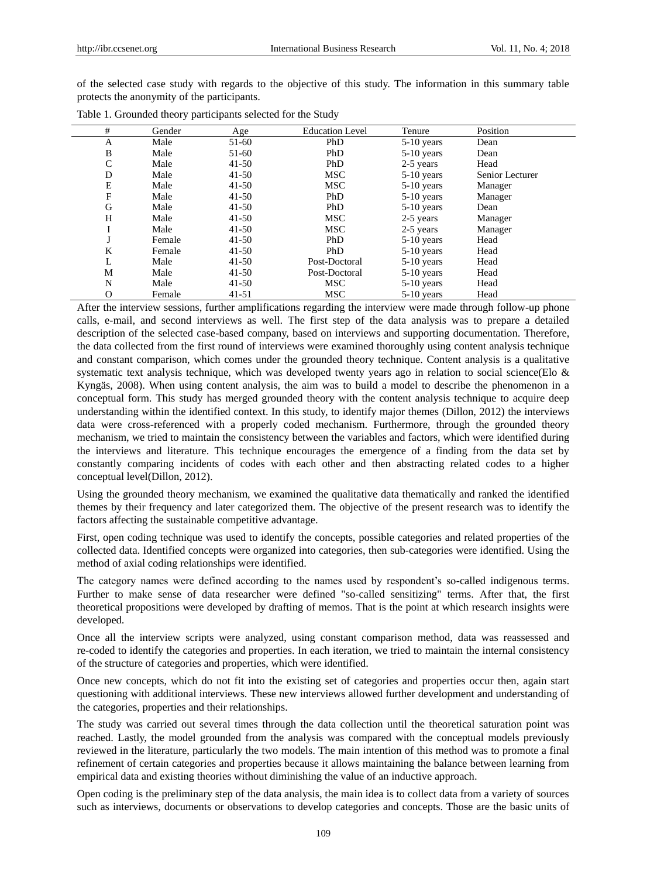of the selected case study with regards to the objective of this study. The information in this summary table protects the anonymity of the participants.

Table 1. Grounded theory participants selected for the Study

| # | Gender | Age | Education Level | Tenure | Position |
|---|---|---|---|---|---|
| A | Male | 51-60 | PhD | 5-10 years | Dean |
| B | Male | 51-60 | PhD | 5-10 years | Dean |
| C | Male | 41-50 | PhD | 2-5 years | Head |
| D | Male | 41-50 | MSC | 5-10 years | Senior Lecturer |
| E | Male | 41-50 | MSC | 5-10 years | Manager |
| F | Male | 41-50 | PhD | 5-10 years | Manager |
| G | Male | 41-50 | PhD | 5-10 years | Dean |
| H | Male | 41-50 | MSC | 2-5 years | Manager |
| I | Male | 41-50 | MSC | 2-5 years | Manager |
| J | Female | 41-50 | PhD | 5-10 years | Head |
| K | Female | 41-50 | PhD | 5-10 years | Head |
| L | Male | 41-50 | Post-Doctoral | 5-10 years | Head |
| M | Male | 41-50 | Post-Doctoral | 5-10 years | Head |
| N | Male | 41-50 | MSC | 5-10 years | Head |
| O | Female | 41-51 | MSC | 5-10 years | Head |

After the interview sessions, further amplifications regarding the interview were made through follow-up phone calls, e-mail, and second interviews as well. The first step of the data analysis was to prepare a detailed description of the selected case-based company, based on interviews and supporting documentation. Therefore, the data collected from the first round of interviews were examined thoroughly using content analysis technique and constant comparison, which comes under the grounded theory technique. Content analysis is a qualitative systematic text analysis technique, which was developed twenty years ago in relation to social science(Elo & Kyngäs, 2008). When using content analysis, the aim was to build a model to describe the phenomenon in a conceptual form. This study has merged grounded theory with the content analysis technique to acquire deep understanding within the identified context. In this study, to identify major themes (Dillon, 2012) the interviews data were cross-referenced with a properly coded mechanism. Furthermore, through the grounded theory mechanism, we tried to maintain the consistency between the variables and factors, which were identified during the interviews and literature. This technique encourages the emergence of a finding from the data set by constantly comparing incidents of codes with each other and then abstracting related codes to a higher conceptual level(Dillon, 2012).

Using the grounded theory mechanism, we examined the qualitative data thematically and ranked the identified themes by their frequency and later categorized them. The objective of the present research was to identify the factors affecting the sustainable competitive advantage.

First, open coding technique was used to identify the concepts, possible categories and related properties of the collected data. Identified concepts were organized into categories, then sub-categories were identified. Using the method of axial coding relationships were identified.

The category names were defined according to the names used by respondent's so-called indigenous terms. Further to make sense of data researcher were defined "so-called sensitizing" terms. After that, the first theoretical propositions were developed by drafting of memos. That is the point at which research insights were developed.

Once all the interview scripts were analyzed, using constant comparison method, data was reassessed and re-coded to identify the categories and properties. In each iteration, we tried to maintain the internal consistency of the structure of categories and properties, which were identified.

Once new concepts, which do not fit into the existing set of categories and properties occur then, again start questioning with additional interviews. These new interviews allowed further development and understanding of the categories, properties and their relationships.

The study was carried out several times through the data collection until the theoretical saturation point was reached. Lastly, the model grounded from the analysis was compared with the conceptual models previously reviewed in the literature, particularly the two models. The main intention of this method was to promote a final refinement of certain categories and properties because it allows maintaining the balance between learning from empirical data and existing theories without diminishing the value of an inductive approach.

Open coding is the preliminary step of the data analysis, the main idea is to collect data from a variety of sources such as interviews, documents or observations to develop categories and concepts. Those are the basic units of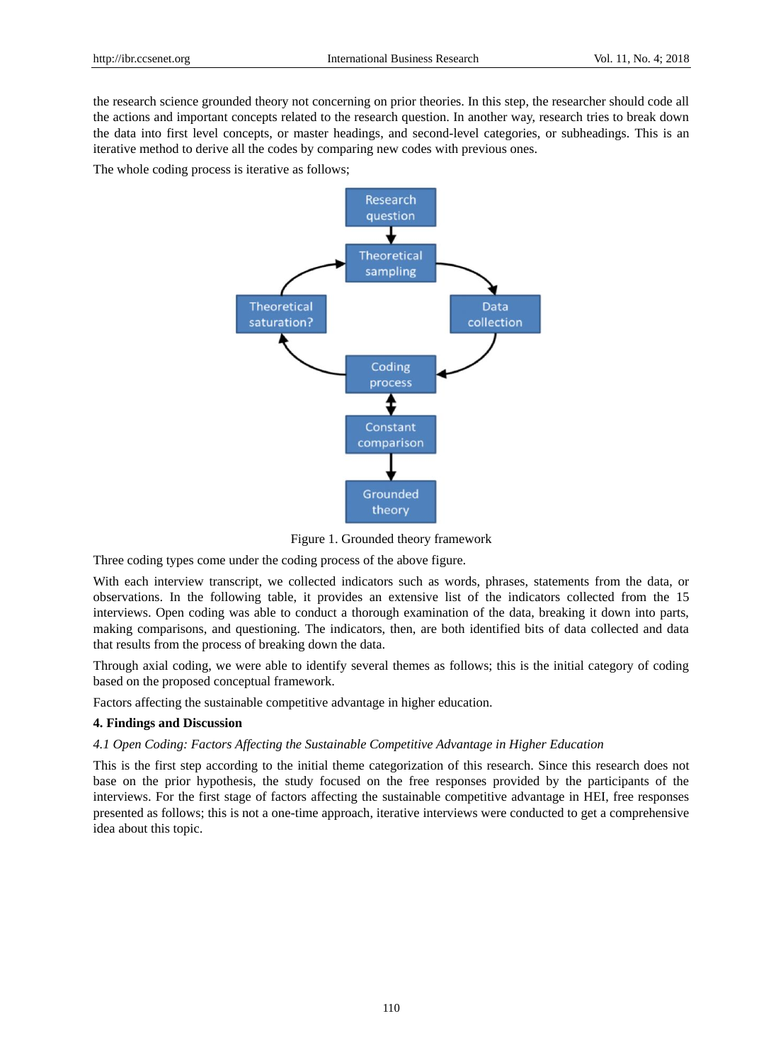the research science grounded theory not concerning on prior theories. In this step, the researcher should code all the actions and important concepts related to the research question. In another way, research tries to break down the data into first level concepts, or master headings, and second-level categories, or subheadings. This is an iterative method to derive all the codes by comparing new codes with previous ones.

The whole coding process is iterative as follows;

Figure 1. Grounded theory framework

Three coding types come under the coding process of the above figure.

With each interview transcript, we collected indicators such as words, phrases, statements from the data, or observations. In the following table, it provides an extensive list of the indicators collected from the 15 interviews. Open coding was able to conduct a thorough examination of the data, breaking it down into parts, making comparisons, and questioning. The indicators, then, are both identified bits of data collected and data that results from the process of breaking down the data.

Through axial coding, we were able to identify several themes as follows; this is the initial category of coding based on the proposed conceptual framework.

Factors affecting the sustainable competitive advantage in higher education.

## 4. Findings and Discussion

### *4.1 Open Coding: Factors Affecting the Sustainable Competitive Advantage in Higher Education*

This is the first step according to the initial theme categorization of this research. Since this research does not base on the prior hypothesis, the study focused on the free responses provided by the participants of the interviews. For the first stage of factors affecting the sustainable competitive advantage in HEI, free responses presented as follows; this is not a one-time approach, iterative interviews were conducted to get a comprehensive idea about this topic.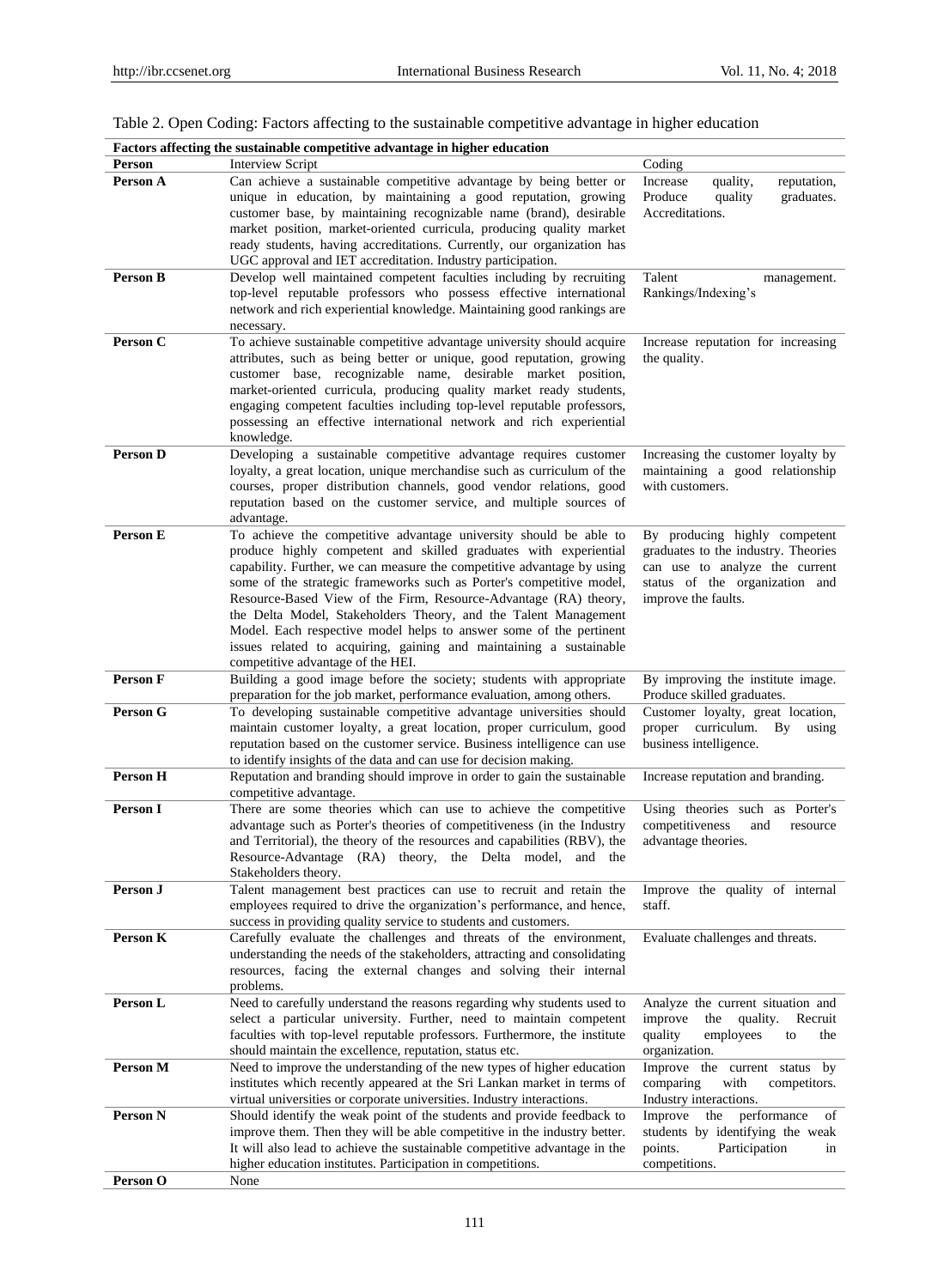Table 2. Open Coding: Factors affecting to the sustainable competitive advantage in higher education

| Factors affecting the sustainable competitive advantage in higher education | | |
|---|---|---|
| **Person** | Interview Script | Coding |
| **Person A** | Can achieve a sustainable competitive advantage by being better or unique in education, by maintaining a good reputation, growing customer base, by maintaining recognizable name (brand), desirable market position, market-oriented curricula, producing quality market ready students, having accreditations. Currently, our organization has UGC approval and IET accreditation. Industry participation. | Increase quality, reputation, Produce quality graduates. Accreditations. |
| **Person B** | Develop well maintained competent faculties including by recruiting top-level reputable professors who possess effective international network and rich experiential knowledge. Maintaining good rankings are necessary. | Talent management. Rankings/Indexing's |
| **Person C** | To achieve sustainable competitive advantage university should acquire attributes, such as being better or unique, good reputation, growing customer base, recognizable name, desirable market position, market-oriented curricula, producing quality market ready students, engaging competent faculties including top-level reputable professors, possessing an effective international network and rich experiential knowledge. | Increase reputation for increasing the quality. |
| **Person D** | Developing a sustainable competitive advantage requires customer loyalty, a great location, unique merchandise such as curriculum of the courses, proper distribution channels, good vendor relations, good reputation based on the customer service, and multiple sources of advantage. | Increasing the customer loyalty by maintaining a good relationship with customers. |
| **Person E** | To achieve the competitive advantage university should be able to produce highly competent and skilled graduates with experiential capability. Further, we can measure the competitive advantage by using some of the strategic frameworks such as Porter's competitive model, Resource-Based View of the Firm, Resource-Advantage (RA) theory, the Delta Model, Stakeholders Theory, and the Talent Management Model. Each respective model helps to answer some of the pertinent issues related to acquiring, gaining and maintaining a sustainable competitive advantage of the HEI. | By producing highly competent graduates to the industry. Theories can use to analyze the current status of the organization and improve the faults. |
| **Person F** | Building a good image before the society; students with appropriate preparation for the job market, performance evaluation, among others. | By improving the institute image. Produce skilled graduates. |
| **Person G** | To developing sustainable competitive advantage universities should maintain customer loyalty, a great location, proper curriculum, good reputation based on the customer service. Business intelligence can use to identify insights of the data and can use for decision making. | Customer loyalty, great location, proper curriculum. By using business intelligence. |
| **Person H** | Reputation and branding should improve in order to gain the sustainable competitive advantage. | Increase reputation and branding. |
| **Person I** | There are some theories which can use to achieve the competitive advantage such as Porter's theories of competitiveness (in the Industry and Territorial), the theory of the resources and capabilities (RBV), the Resource-Advantage (RA) theory, the Delta model, and the Stakeholders theory. | Using theories such as Porter's competitiveness and resource advantage theories. |
| **Person J** | Talent management best practices can use to recruit and retain the employees required to drive the organization's performance, and hence, success in providing quality service to students and customers. | Improve the quality of internal staff. |
| **Person K** | Carefully evaluate the challenges and threats of the environment, understanding the needs of the stakeholders, attracting and consolidating resources, facing the external changes and solving their internal problems. | Evaluate challenges and threats. |
| **Person L** | Need to carefully understand the reasons regarding why students used to select a particular university. Further, need to maintain competent faculties with top-level reputable professors. Furthermore, the institute should maintain the excellence, reputation, status etc. | Analyze the current situation and improve the quality. Recruit quality employees to the organization. |
| **Person M** | Need to improve the understanding of the new types of higher education institutes which recently appeared at the Sri Lankan market in terms of virtual universities or corporate universities. Industry interactions. | Improve the current status by comparing with competitors. Industry interactions. |
| **Person N** | Should identify the weak point of the students and provide feedback to improve them. Then they will be able competitive in the industry better. It will also lead to achieve the sustainable competitive advantage in the higher education institutes. Participation in competitions. | Improve the performance of students by identifying the weak points. Participation in competitions. |
| **Person O** | None | |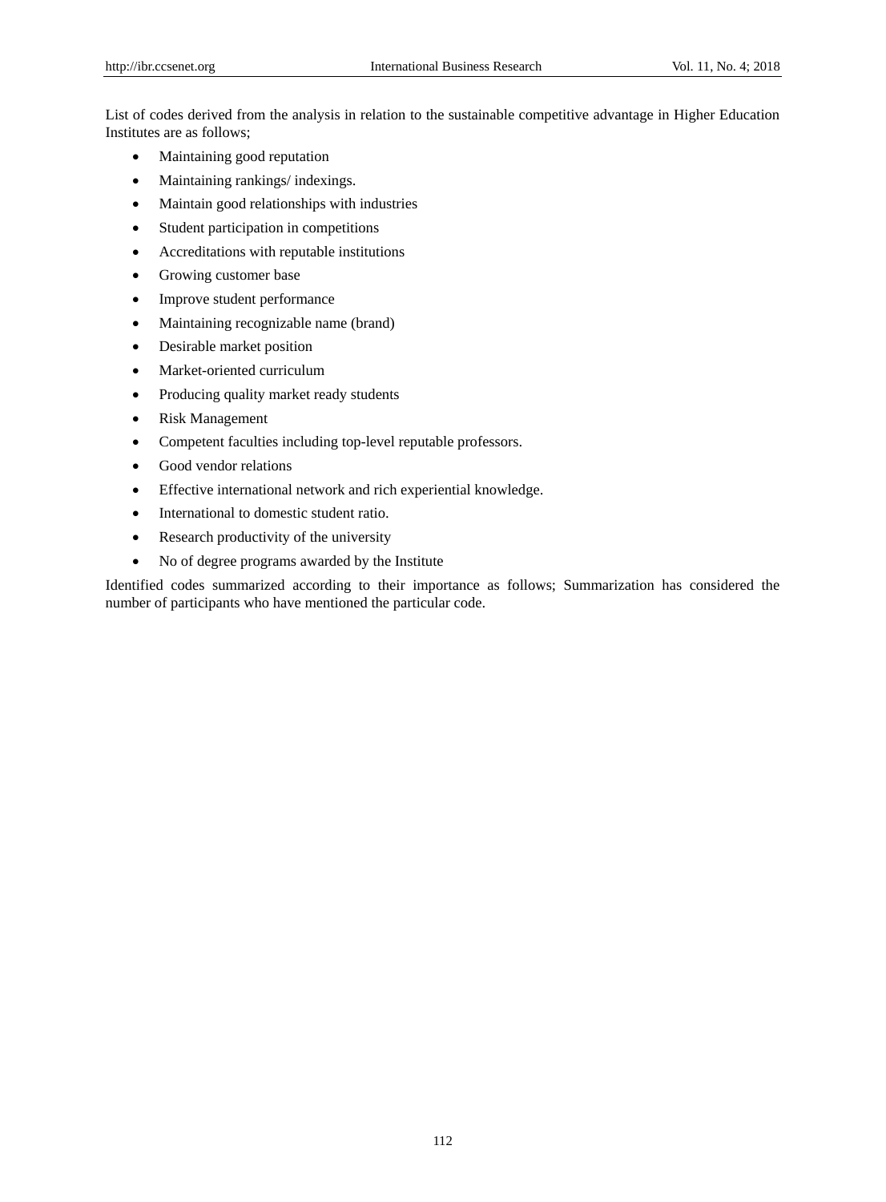List of codes derived from the analysis in relation to the sustainable competitive advantage in Higher Education Institutes are as follows;

- Maintaining good reputation
- Maintaining rankings/ indexings.
- Maintain good relationships with industries
- Student participation in competitions
- Accreditations with reputable institutions
- Growing customer base
- Improve student performance
- Maintaining recognizable name (brand)
- Desirable market position
- Market-oriented curriculum
- Producing quality market ready students
- Risk Management
- Competent faculties including top-level reputable professors.
- Good vendor relations
- Effective international network and rich experiential knowledge.
- International to domestic student ratio.
- Research productivity of the university
- No of degree programs awarded by the Institute

Identified codes summarized according to their importance as follows; Summarization has considered the number of participants who have mentioned the particular code.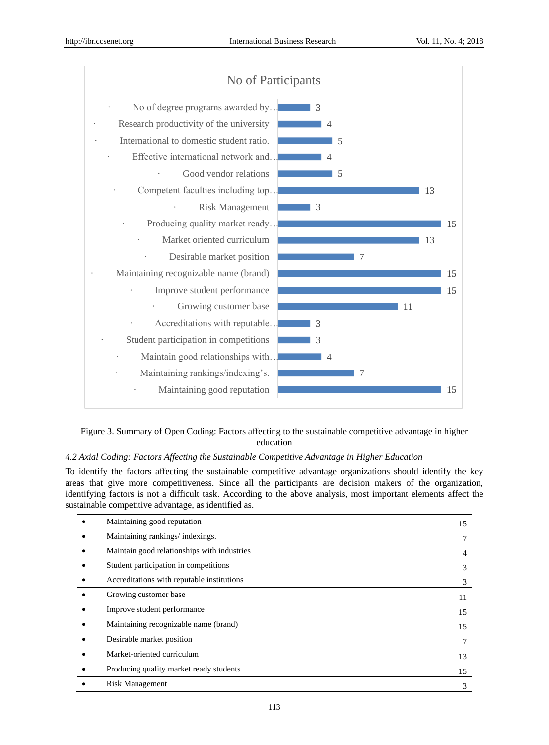**No of Participants**

| Factor | No of Participants |
|---|---|
| No of degree programs awarded by… | 3 |
| Research productivity of the university | 4 |
| International to domestic student ratio. | 5 |
| Effective international network and… | 4 |
| Good vendor relations | 5 |
| Competent faculties including top… | 13 |
| Risk Management | 3 |
| Producing quality market ready… | 15 |
| Market oriented curriculum | 13 |
| Desirable market position | 7 |
| Maintaining recognizable name (brand) | 15 |
| Improve student performance | 15 |
| Growing customer base | 11 |
| Accreditations with reputable… | 3 |
| Student participation in competitions | 3 |
| Maintain good relationships with… | 4 |
| Maintaining rankings/indexing's. | 7 |
| Maintaining good reputation | 15 |

Figure 3. Summary of Open Coding: Factors affecting to the sustainable competitive advantage in higher education

*4.2 Axial Coding: Factors Affecting the Sustainable Competitive Advantage in Higher Education*

To identify the factors affecting the sustainable competitive advantage organizations should identify the key areas that give more competitiveness. Since all the participants are decision makers of the organization, identifying factors is not a difficult task. According to the above analysis, most important elements affect the sustainable competitive advantage, as identified as.

| | Factor | |
|---|---|---|
| • | Maintaining good reputation | 15 |
| • | Maintaining rankings/ indexings. | 7 |
| • | Maintain good relationships with industries | 4 |
| • | Student participation in competitions | 3 |
| • | Accreditations with reputable institutions | 3 |
| • | Growing customer base | 11 |
| • | Improve student performance | 15 |
| • | Maintaining recognizable name (brand) | 15 |
| • | Desirable market position | 7 |
| • | Market-oriented curriculum | 13 |
| • | Producing quality market ready students | 15 |
| • | Risk Management | 3 |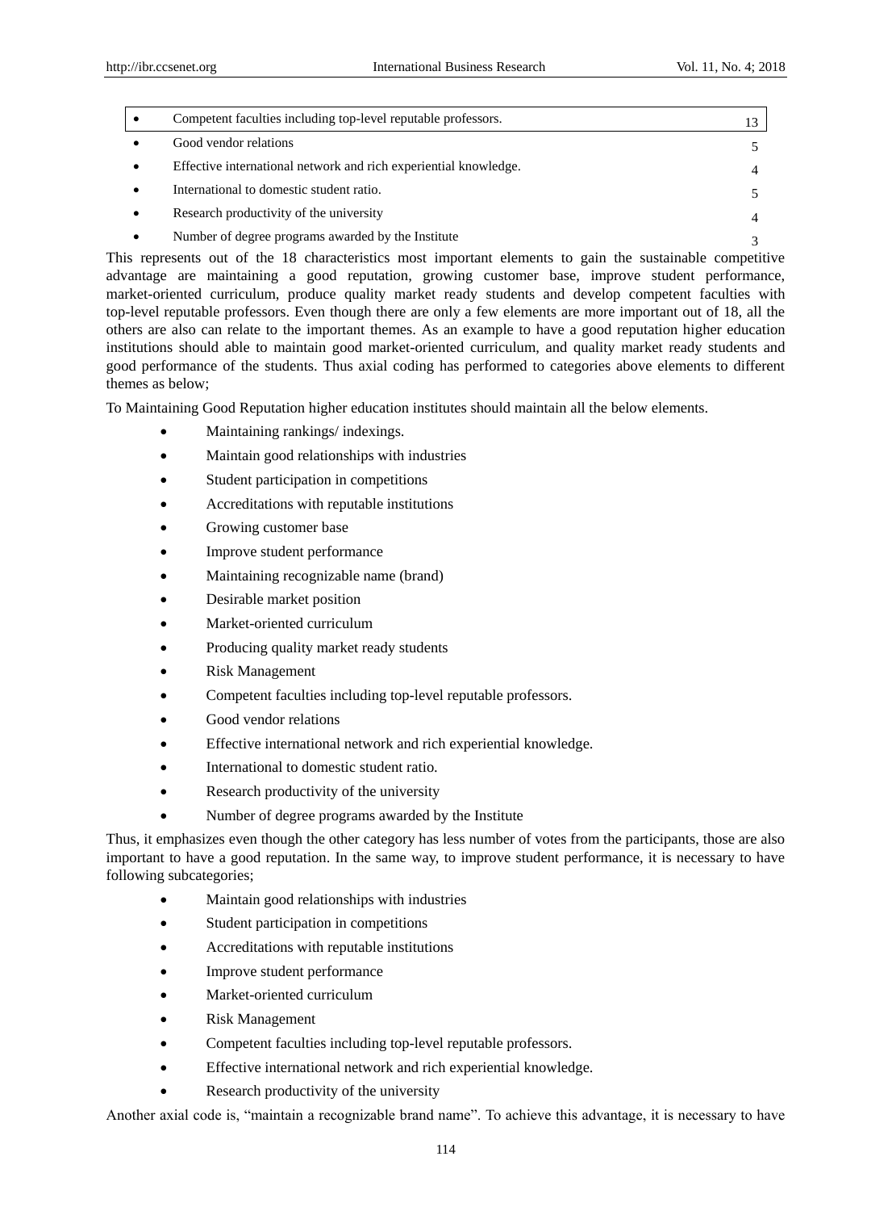| | | |
|---|---|---|
| • | Competent faculties including top-level reputable professors. | 13 |
| • | Good vendor relations | 5 |
| • | Effective international network and rich experiential knowledge. | 4 |
| • | International to domestic student ratio. | 5 |
| • | Research productivity of the university | 4 |
| • | Number of degree programs awarded by the Institute | 3 |

This represents out of the 18 characteristics most important elements to gain the sustainable competitive advantage are maintaining a good reputation, growing customer base, improve student performance, market-oriented curriculum, produce quality market ready students and develop competent faculties with top-level reputable professors. Even though there are only a few elements are more important out of 18, all the others are also can relate to the important themes. As an example to have a good reputation higher education institutions should able to maintain good market-oriented curriculum, and quality market ready students and good performance of the students. Thus axial coding has performed to categories above elements to different themes as below;

To Maintaining Good Reputation higher education institutes should maintain all the below elements.

- Maintaining rankings/ indexings.
- Maintain good relationships with industries
- Student participation in competitions
- Accreditations with reputable institutions
- Growing customer base
- Improve student performance
- Maintaining recognizable name (brand)
- Desirable market position
- Market-oriented curriculum
- Producing quality market ready students
- Risk Management
- Competent faculties including top-level reputable professors.
- Good vendor relations
- Effective international network and rich experiential knowledge.
- International to domestic student ratio.
- Research productivity of the university
- Number of degree programs awarded by the Institute

Thus, it emphasizes even though the other category has less number of votes from the participants, those are also important to have a good reputation. In the same way, to improve student performance, it is necessary to have following subcategories;

- Maintain good relationships with industries
- Student participation in competitions
- Accreditations with reputable institutions
- Improve student performance
- Market-oriented curriculum
- Risk Management
- Competent faculties including top-level reputable professors.
- Effective international network and rich experiential knowledge.
- Research productivity of the university

Another axial code is, "maintain a recognizable brand name". To achieve this advantage, it is necessary to have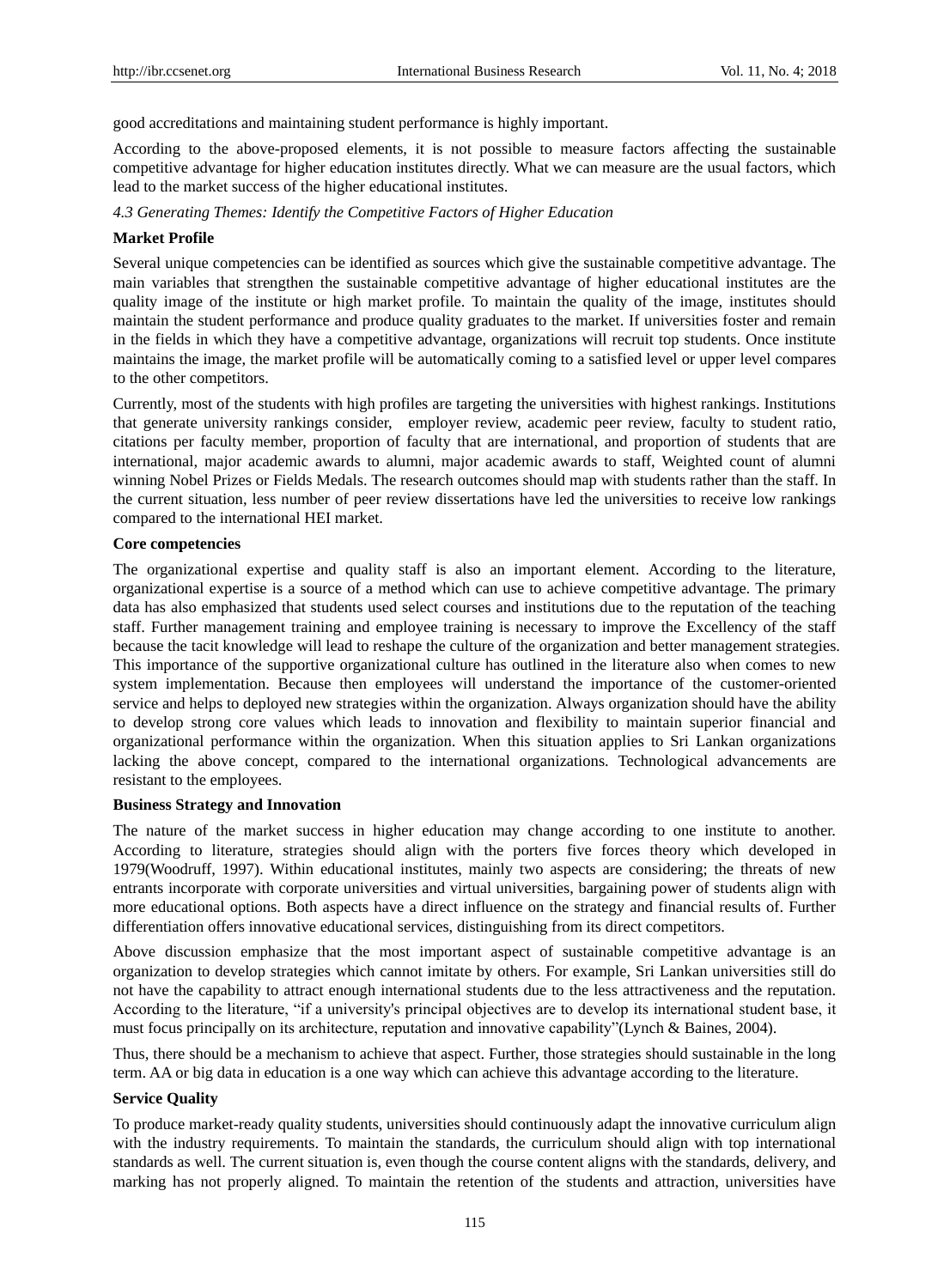good accreditations and maintaining student performance is highly important.

According to the above-proposed elements, it is not possible to measure factors affecting the sustainable competitive advantage for higher education institutes directly. What we can measure are the usual factors, which lead to the market success of the higher educational institutes.

*4.3 Generating Themes: Identify the Competitive Factors of Higher Education*

**Market Profile**

Several unique competencies can be identified as sources which give the sustainable competitive advantage. The main variables that strengthen the sustainable competitive advantage of higher educational institutes are the quality image of the institute or high market profile. To maintain the quality of the image, institutes should maintain the student performance and produce quality graduates to the market. If universities foster and remain in the fields in which they have a competitive advantage, organizations will recruit top students. Once institute maintains the image, the market profile will be automatically coming to a satisfied level or upper level compares to the other competitors.

Currently, most of the students with high profiles are targeting the universities with highest rankings. Institutions that generate university rankings consider, employer review, academic peer review, faculty to student ratio, citations per faculty member, proportion of faculty that are international, and proportion of students that are international, major academic awards to alumni, major academic awards to staff, Weighted count of alumni winning Nobel Prizes or Fields Medals. The research outcomes should map with students rather than the staff. In the current situation, less number of peer review dissertations have led the universities to receive low rankings compared to the international HEI market.

**Core competencies**

The organizational expertise and quality staff is also an important element. According to the literature, organizational expertise is a source of a method which can use to achieve competitive advantage. The primary data has also emphasized that students used select courses and institutions due to the reputation of the teaching staff. Further management training and employee training is necessary to improve the Excellency of the staff because the tacit knowledge will lead to reshape the culture of the organization and better management strategies. This importance of the supportive organizational culture has outlined in the literature also when comes to new system implementation. Because then employees will understand the importance of the customer-oriented service and helps to deployed new strategies within the organization. Always organization should have the ability to develop strong core values which leads to innovation and flexibility to maintain superior financial and organizational performance within the organization. When this situation applies to Sri Lankan organizations lacking the above concept, compared to the international organizations. Technological advancements are resistant to the employees.

**Business Strategy and Innovation**

The nature of the market success in higher education may change according to one institute to another. According to literature, strategies should align with the porters five forces theory which developed in 1979(Woodruff, 1997). Within educational institutes, mainly two aspects are considering; the threats of new entrants incorporate with corporate universities and virtual universities, bargaining power of students align with more educational options. Both aspects have a direct influence on the strategy and financial results of. Further differentiation offers innovative educational services, distinguishing from its direct competitors.

Above discussion emphasize that the most important aspect of sustainable competitive advantage is an organization to develop strategies which cannot imitate by others. For example, Sri Lankan universities still do not have the capability to attract enough international students due to the less attractiveness and the reputation. According to the literature, "if a university's principal objectives are to develop its international student base, it must focus principally on its architecture, reputation and innovative capability"(Lynch & Baines, 2004).

Thus, there should be a mechanism to achieve that aspect. Further, those strategies should sustainable in the long term. AA or big data in education is a one way which can achieve this advantage according to the literature.

**Service Quality**

To produce market-ready quality students, universities should continuously adapt the innovative curriculum align with the industry requirements. To maintain the standards, the curriculum should align with top international standards as well. The current situation is, even though the course content aligns with the standards, delivery, and marking has not properly aligned. To maintain the retention of the students and attraction, universities have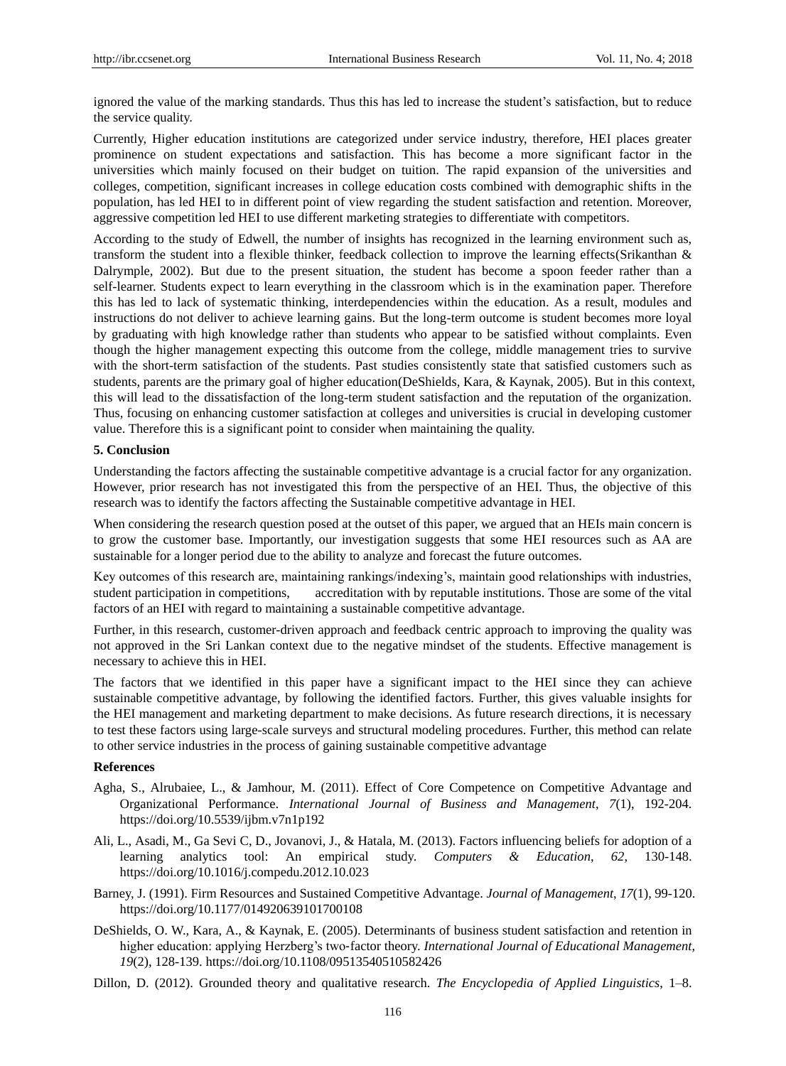ignored the value of the marking standards. Thus this has led to increase the student's satisfaction, but to reduce the service quality.

Currently, Higher education institutions are categorized under service industry, therefore, HEI places greater prominence on student expectations and satisfaction. This has become a more significant factor in the universities which mainly focused on their budget on tuition. The rapid expansion of the universities and colleges, competition, significant increases in college education costs combined with demographic shifts in the population, has led HEI to in different point of view regarding the student satisfaction and retention. Moreover, aggressive competition led HEI to use different marketing strategies to differentiate with competitors.

According to the study of Edwell, the number of insights has recognized in the learning environment such as, transform the student into a flexible thinker, feedback collection to improve the learning effects(Srikanthan & Dalrymple, 2002). But due to the present situation, the student has become a spoon feeder rather than a self-learner. Students expect to learn everything in the classroom which is in the examination paper. Therefore this has led to lack of systematic thinking, interdependencies within the education. As a result, modules and instructions do not deliver to achieve learning gains. But the long-term outcome is student becomes more loyal by graduating with high knowledge rather than students who appear to be satisfied without complaints. Even though the higher management expecting this outcome from the college, middle management tries to survive with the short-term satisfaction of the students. Past studies consistently state that satisfied customers such as students, parents are the primary goal of higher education(DeShields, Kara, & Kaynak, 2005). But in this context, this will lead to the dissatisfaction of the long-term student satisfaction and the reputation of the organization. Thus, focusing on enhancing customer satisfaction at colleges and universities is crucial in developing customer value. Therefore this is a significant point to consider when maintaining the quality.

## 5. Conclusion

Understanding the factors affecting the sustainable competitive advantage is a crucial factor for any organization. However, prior research has not investigated this from the perspective of an HEI. Thus, the objective of this research was to identify the factors affecting the Sustainable competitive advantage in HEI.

When considering the research question posed at the outset of this paper, we argued that an HEIs main concern is to grow the customer base. Importantly, our investigation suggests that some HEI resources such as AA are sustainable for a longer period due to the ability to analyze and forecast the future outcomes.

Key outcomes of this research are, maintaining rankings/indexing's, maintain good relationships with industries, student participation in competitions, accreditation with by reputable institutions. Those are some of the vital factors of an HEI with regard to maintaining a sustainable competitive advantage.

Further, in this research, customer-driven approach and feedback centric approach to improving the quality was not approved in the Sri Lankan context due to the negative mindset of the students. Effective management is necessary to achieve this in HEI.

The factors that we identified in this paper have a significant impact to the HEI since they can achieve sustainable competitive advantage, by following the identified factors. Further, this gives valuable insights for the HEI management and marketing department to make decisions. As future research directions, it is necessary to test these factors using large-scale surveys and structural modeling procedures. Further, this method can relate to other service industries in the process of gaining sustainable competitive advantage

## References

Agha, S., Alrubaiee, L., & Jamhour, M. (2011). Effect of Core Competence on Competitive Advantage and Organizational Performance. *International Journal of Business and Management*, *7*(1), 192-204. https://doi.org/10.5539/ijbm.v7n1p192

Ali, L., Asadi, M., Ga Sevi C, D., Jovanovi, J., & Hatala, M. (2013). Factors influencing beliefs for adoption of a learning analytics tool: An empirical study. *Computers & Education*, *62*, 130-148. https://doi.org/10.1016/j.compedu.2012.10.023

Barney, J. (1991). Firm Resources and Sustained Competitive Advantage. *Journal of Management*, *17*(1), 99-120. https://doi.org/10.1177/014920639101700108

DeShields, O. W., Kara, A., & Kaynak, E. (2005). Determinants of business student satisfaction and retention in higher education: applying Herzberg's two-factor theory. *International Journal of Educational Management*, *19*(2), 128-139. https://doi.org/10.1108/09513540510582426

Dillon, D. (2012). Grounded theory and qualitative research. *The Encyclopedia of Applied Linguistics*, 1–8.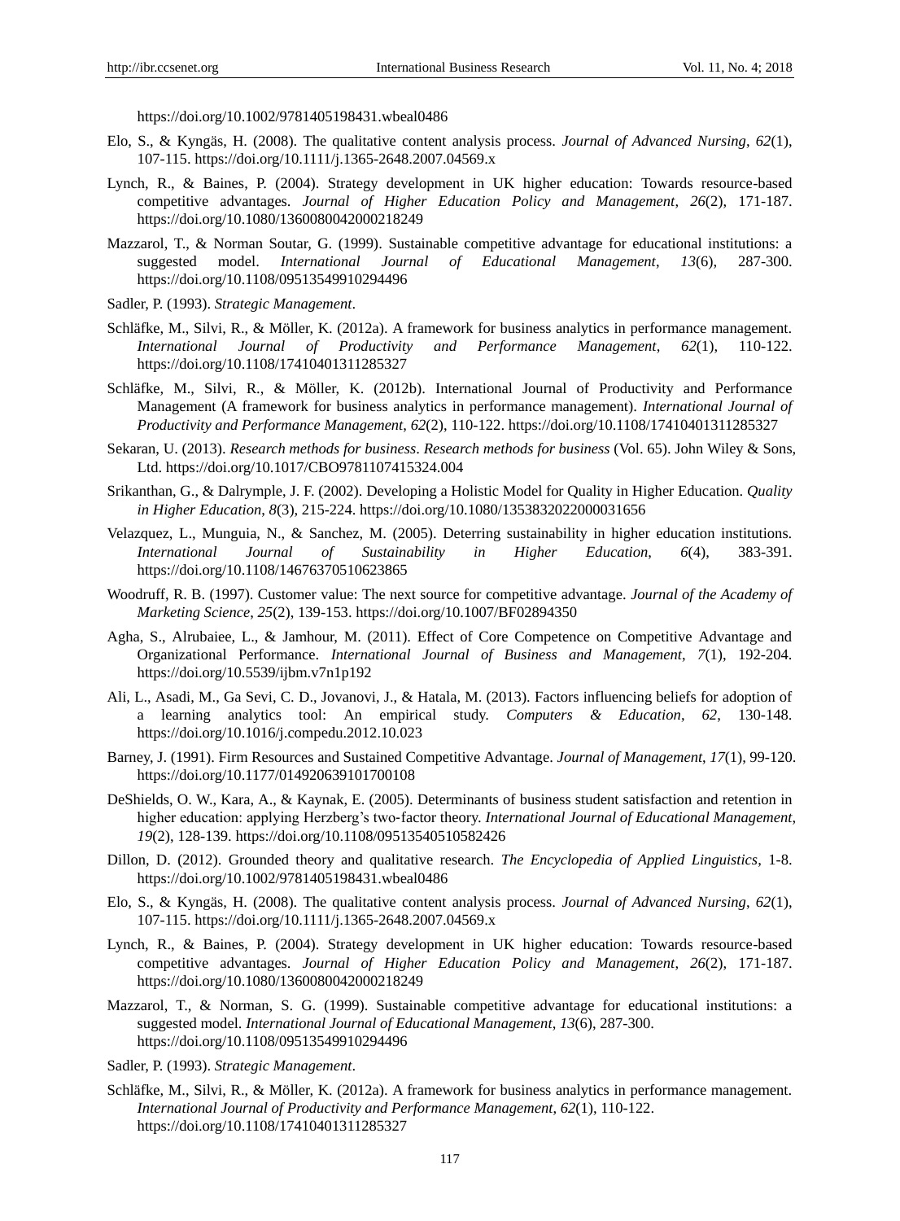https://doi.org/10.1002/9781405198431.wbeal0486

Elo, S., & Kyngäs, H. (2008). The qualitative content analysis process. *Journal of Advanced Nursing*, *62*(1), 107-115. https://doi.org/10.1111/j.1365-2648.2007.04569.x

Lynch, R., & Baines, P. (2004). Strategy development in UK higher education: Towards resource-based competitive advantages. *Journal of Higher Education Policy and Management*, *26*(2), 171-187. https://doi.org/10.1080/1360080042000218249

Mazzarol, T., & Norman Soutar, G. (1999). Sustainable competitive advantage for educational institutions: a suggested model. *International Journal of Educational Management*, *13*(6), 287-300. https://doi.org/10.1108/09513549910294496

Sadler, P. (1993). *Strategic Management*.

Schläfke, M., Silvi, R., & Möller, K. (2012a). A framework for business analytics in performance management. *International Journal of Productivity and Performance Management*, *62*(1), 110-122. https://doi.org/10.1108/17410401311285327

Schläfke, M., Silvi, R., & Möller, K. (2012b). International Journal of Productivity and Performance Management (A framework for business analytics in performance management). *International Journal of Productivity and Performance Management*, *62*(2), 110-122. https://doi.org/10.1108/17410401311285327

Sekaran, U. (2013). *Research methods for business*. *Research methods for business* (Vol. 65). John Wiley & Sons, Ltd. https://doi.org/10.1017/CBO9781107415324.004

Srikanthan, G., & Dalrymple, J. F. (2002). Developing a Holistic Model for Quality in Higher Education. *Quality in Higher Education*, *8*(3), 215-224. https://doi.org/10.1080/1353832022000031656

Velazquez, L., Munguia, N., & Sanchez, M. (2005). Deterring sustainability in higher education institutions. *International Journal of Sustainability in Higher Education*, *6*(4), 383-391. https://doi.org/10.1108/14676370510623865

Woodruff, R. B. (1997). Customer value: The next source for competitive advantage. *Journal of the Academy of Marketing Science*, *25*(2), 139-153. https://doi.org/10.1007/BF02894350

Agha, S., Alrubaiee, L., & Jamhour, M. (2011). Effect of Core Competence on Competitive Advantage and Organizational Performance. *International Journal of Business and Management*, *7*(1), 192-204. https://doi.org/10.5539/ijbm.v7n1p192

Ali, L., Asadi, M., Ga Sevi, C. D., Jovanovi, J., & Hatala, M. (2013). Factors influencing beliefs for adoption of a learning analytics tool: An empirical study. *Computers & Education*, *62*, 130-148. https://doi.org/10.1016/j.compedu.2012.10.023

Barney, J. (1991). Firm Resources and Sustained Competitive Advantage. *Journal of Management*, *17*(1), 99-120. https://doi.org/10.1177/014920639101700108

DeShields, O. W., Kara, A., & Kaynak, E. (2005). Determinants of business student satisfaction and retention in higher education: applying Herzberg's two-factor theory. *International Journal of Educational Management*, *19*(2), 128-139. https://doi.org/10.1108/09513540510582426

Dillon, D. (2012). Grounded theory and qualitative research. *The Encyclopedia of Applied Linguistics*, 1-8. https://doi.org/10.1002/9781405198431.wbeal0486

Elo, S., & Kyngäs, H. (2008). The qualitative content analysis process. *Journal of Advanced Nursing*, *62*(1), 107-115. https://doi.org/10.1111/j.1365-2648.2007.04569.x

Lynch, R., & Baines, P. (2004). Strategy development in UK higher education: Towards resource-based competitive advantages. *Journal of Higher Education Policy and Management*, *26*(2), 171-187. https://doi.org/10.1080/1360080042000218249

Mazzarol, T., & Norman, S. G. (1999). Sustainable competitive advantage for educational institutions: a suggested model. *International Journal of Educational Management*, *13*(6), 287-300. https://doi.org/10.1108/09513549910294496

Sadler, P. (1993). *Strategic Management*.

Schläfke, M., Silvi, R., & Möller, K. (2012a). A framework for business analytics in performance management. *International Journal of Productivity and Performance Management*, *62*(1), 110-122. https://doi.org/10.1108/17410401311285327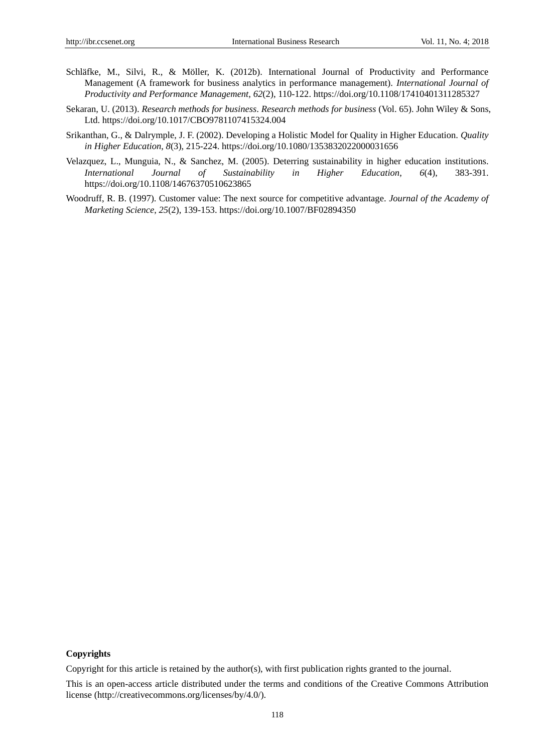Schläfke, M., Silvi, R., & Möller, K. (2012b). International Journal of Productivity and Performance Management (A framework for business analytics in performance management). *International Journal of Productivity and Performance Management*, *62*(2), 110-122. https://doi.org/10.1108/17410401311285327

Sekaran, U. (2013). *Research methods for business*. *Research methods for business* (Vol. 65). John Wiley & Sons, Ltd. https://doi.org/10.1017/CBO9781107415324.004

Srikanthan, G., & Dalrymple, J. F. (2002). Developing a Holistic Model for Quality in Higher Education. *Quality in Higher Education*, *8*(3), 215-224. https://doi.org/10.1080/1353832022000031656

Velazquez, L., Munguia, N., & Sanchez, M. (2005). Deterring sustainability in higher education institutions. *International Journal of Sustainability in Higher Education*, *6*(4), 383-391. https://doi.org/10.1108/14676370510623865

Woodruff, R. B. (1997). Customer value: The next source for competitive advantage. *Journal of the Academy of Marketing Science*, *25*(2), 139-153. https://doi.org/10.1007/BF02894350

**Copyrights**

Copyright for this article is retained by the author(s), with first publication rights granted to the journal.

This is an open-access article distributed under the terms and conditions of the Creative Commons Attribution license (http://creativecommons.org/licenses/by/4.0/).